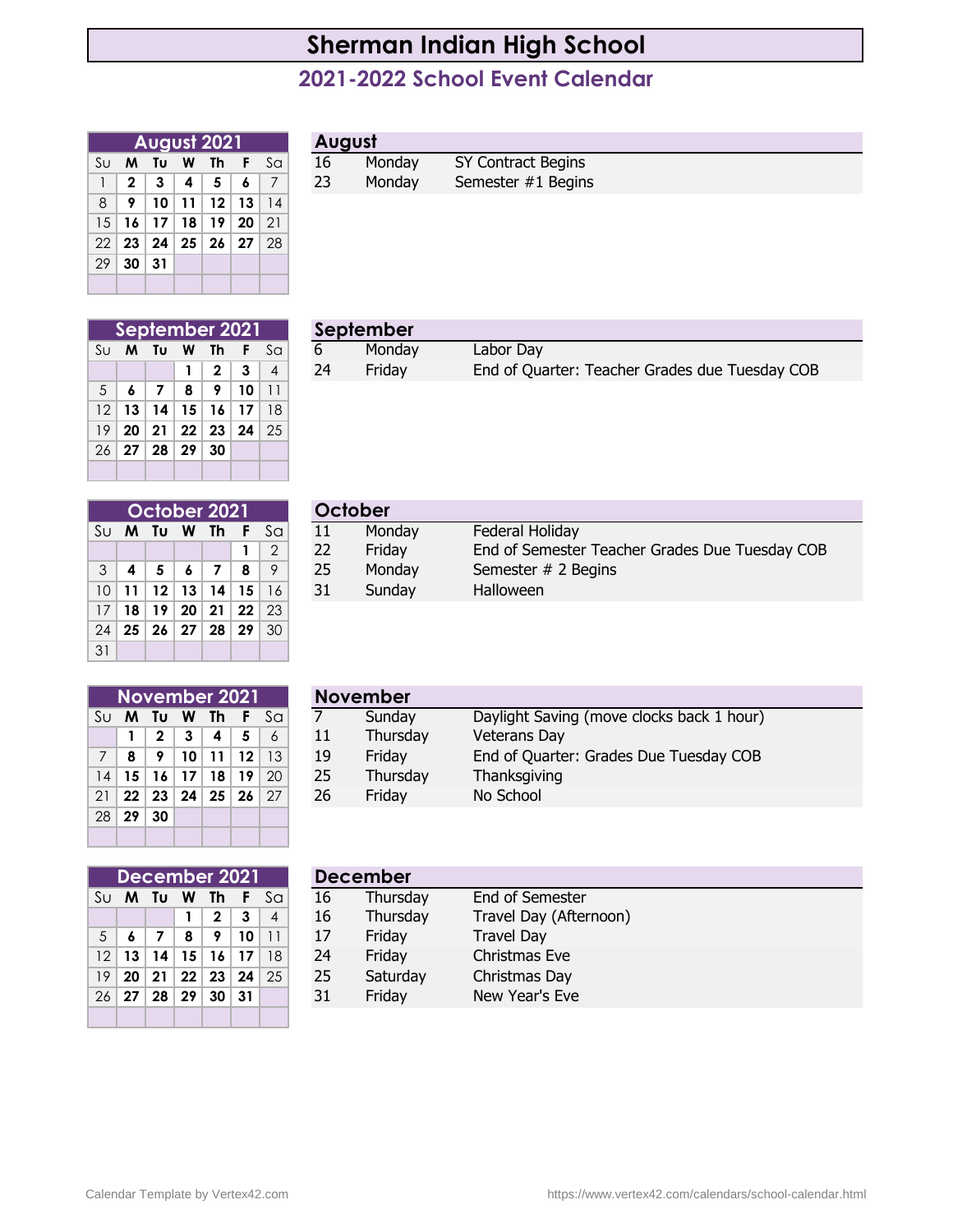# Sherman Indian High School

## 2021-2022 School Event Calendar

| August 2021 | | | | | | |
|---|---|---|---|---|---|---|
| Su | M | Tu | W | Th | F | Sa |
| 1 | 2 | 3 | 4 | 5 | 6 | 7 |
| 8 | 9 | 10 | 11 | 12 | 13 | 14 |
| 15 | 16 | 17 | 18 | 19 | 20 | 21 |
| 22 | 23 | 24 | 25 | 26 | 27 | 28 |
| 29 | 30 | 31 | | | | |

### August

| | | |
|---|---|---|
| 16 | Monday | SY Contract Begins |
| 23 | Monday | Semester #1 Begins |

| September 2021 | | | | | | |
|---|---|---|---|---|---|---|
| Su | M | Tu | W | Th | F | Sa |
| | | | 1 | 2 | 3 | 4 |
| 5 | 6 | 7 | 8 | 9 | 10 | 11 |
| 12 | 13 | 14 | 15 | 16 | 17 | 18 |
| 19 | 20 | 21 | 22 | 23 | 24 | 25 |
| 26 | 27 | 28 | 29 | 30 | | |

### September

| | | |
|---|---|---|
| 6 | Monday | Labor Day |
| 24 | Friday | End of Quarter: Teacher Grades due Tuesday COB |

| October 2021 | | | | | | |
|---|---|---|---|---|---|---|
| Su | M | Tu | W | Th | F | Sa |
| | | | | | 1 | 2 |
| 3 | 4 | 5 | 6 | 7 | 8 | 9 |
| 10 | 11 | 12 | 13 | 14 | 15 | 16 |
| 17 | 18 | 19 | 20 | 21 | 22 | 23 |
| 24 | 25 | 26 | 27 | 28 | 29 | 30 |
| 31 | | | | | | |

### October

| | | |
|---|---|---|
| 11 | Monday | Federal Holiday |
| 22 | Friday | End of Semester Teacher Grades Due Tuesday COB |
| 25 | Monday | Semester # 2 Begins |
| 31 | Sunday | Halloween |

| November 2021 | | | | | | |
|---|---|---|---|---|---|---|
| Su | M | Tu | W | Th | F | Sa |
| | 1 | 2 | 3 | 4 | 5 | 6 |
| 7 | 8 | 9 | 10 | 11 | 12 | 13 |
| 14 | 15 | 16 | 17 | 18 | 19 | 20 |
| 21 | 22 | 23 | 24 | 25 | 26 | 27 |
| 28 | 29 | 30 | | | | |

### November

| | | |
|---|---|---|
| 7 | Sunday | Daylight Saving (move clocks back 1 hour) |
| 11 | Thursday | Veterans Day |
| 19 | Friday | End of Quarter: Grades Due Tuesday COB |
| 25 | Thursday | Thanksgiving |
| 26 | Friday | No School |

| December 2021 | | | | | | |
|---|---|---|---|---|---|---|
| Su | M | Tu | W | Th | F | Sa |
| | | | 1 | 2 | 3 | 4 |
| 5 | 6 | 7 | 8 | 9 | 10 | 11 |
| 12 | 13 | 14 | 15 | 16 | 17 | 18 |
| 19 | 20 | 21 | 22 | 23 | 24 | 25 |
| 26 | 27 | 28 | 29 | 30 | 31 | |

### December

| | | |
|---|---|---|
| 16 | Thursday | End of Semester |
| 16 | Thursday | Travel Day (Afternoon) |
| 17 | Friday | Travel Day |
| 24 | Friday | Christmas Eve |
| 25 | Saturday | Christmas Day |
| 31 | Friday | New Year's Eve |

Calendar Template by Vertex42.com https://www.vertex42.com/calendars/school-calendar.html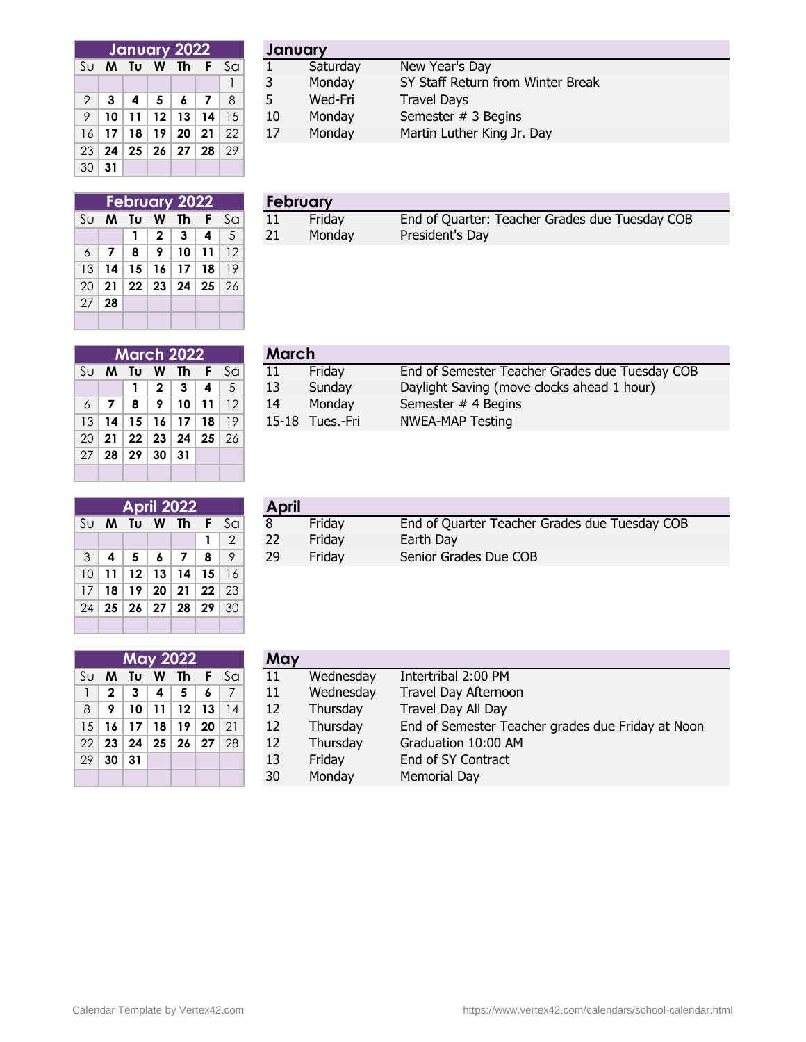## January 2022

| Su | M | Tu | W | Th | F | Sa |
|---|---|---|---|---|---|---|
| | | | | | | 1 |
| 2 | 3 | 4 | 5 | 6 | 7 | 8 |
| 9 | 10 | 11 | 12 | 13 | 14 | 15 |
| 16 | 17 | 18 | 19 | 20 | 21 | 22 |
| 23 | 24 | 25 | 26 | 27 | 28 | 29 |
| 30 | 31 | | | | | |

### January

| | | |
|---|---|---|
| 1 | Saturday | New Year's Day |
| 3 | Monday | SY Staff Return from Winter Break |
| 5 | Wed-Fri | Travel Days |
| 10 | Monday | Semester # 3 Begins |
| 17 | Monday | Martin Luther King Jr. Day |

## February 2022

| Su | M | Tu | W | Th | F | Sa |
|---|---|---|---|---|---|---|
| | | 1 | 2 | 3 | 4 | 5 |
| 6 | 7 | 8 | 9 | 10 | 11 | 12 |
| 13 | 14 | 15 | 16 | 17 | 18 | 19 |
| 20 | 21 | 22 | 23 | 24 | 25 | 26 |
| 27 | 28 | | | | | |

### February

| | | |
|---|---|---|
| 11 | Friday | End of Quarter: Teacher Grades due Tuesday COB |
| 21 | Monday | President's Day |

## March 2022

| Su | M | Tu | W | Th | F | Sa |
|---|---|---|---|---|---|---|
| | | 1 | 2 | 3 | 4 | 5 |
| 6 | 7 | 8 | 9 | 10 | 11 | 12 |
| 13 | 14 | 15 | 16 | 17 | 18 | 19 |
| 20 | 21 | 22 | 23 | 24 | 25 | 26 |
| 27 | 28 | 29 | 30 | 31 | | |

### March

| | | |
|---|---|---|
| 11 | Friday | End of Semester Teacher Grades due Tuesday COB |
| 13 | Sunday | Daylight Saving (move clocks ahead 1 hour) |
| 14 | Monday | Semester # 4 Begins |
| 15-18 | Tues.-Fri | NWEA-MAP Testing |

## April 2022

| Su | M | Tu | W | Th | F | Sa |
|---|---|---|---|---|---|---|
| | | | | | 1 | 2 |
| 3 | 4 | 5 | 6 | 7 | 8 | 9 |
| 10 | 11 | 12 | 13 | 14 | 15 | 16 |
| 17 | 18 | 19 | 20 | 21 | 22 | 23 |
| 24 | 25 | 26 | 27 | 28 | 29 | 30 |

### April

| | | |
|---|---|---|
| 8 | Friday | End of Quarter Teacher Grades due Tuesday COB |
| 22 | Friday | Earth Day |
| 29 | Friday | Senior Grades Due COB |

## May 2022

| Su | M | Tu | W | Th | F | Sa |
|---|---|---|---|---|---|---|
| 1 | 2 | 3 | 4 | 5 | 6 | 7 |
| 8 | 9 | 10 | 11 | 12 | 13 | 14 |
| 15 | 16 | 17 | 18 | 19 | 20 | 21 |
| 22 | 23 | 24 | 25 | 26 | 27 | 28 |
| 29 | 30 | 31 | | | | |

### May

| | | |
|---|---|---|
| 11 | Wednesday | Intertribal 2:00 PM |
| 11 | Wednesday | Travel Day Afternoon |
| 12 | Thursday | Travel Day All Day |
| 12 | Thursday | End of Semester Teacher grades due Friday at Noon |
| 12 | Thursday | Graduation 10:00 AM |
| 13 | Friday | End of SY Contract |
| 30 | Monday | Memorial Day |

Calendar Template by Vertex42.com

https://www.vertex42.com/calendars/school-calendar.html